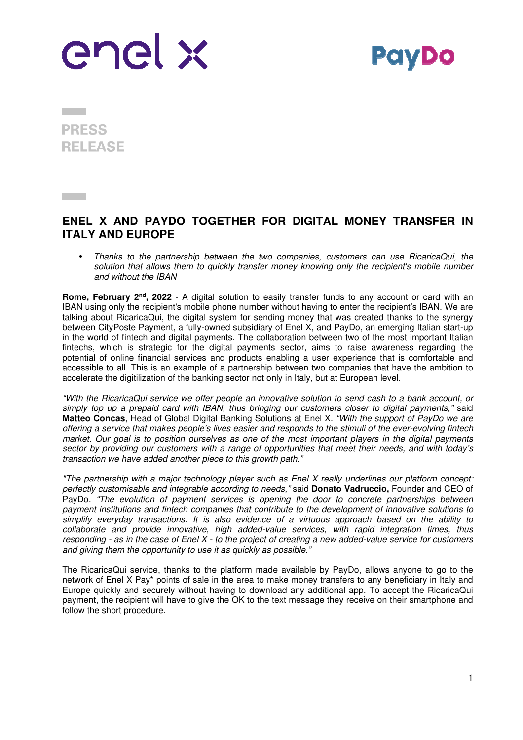PRESS RELEASE

# ENEL X AND PAYDO TOGETHER FOR DIGITAL MONEY TRANSFER IN ITALY AND EUROPE

- *Thanks to the partnership between the two companies, customers can use RicaricaQui, the solution that allows them to quickly transfer money knowing only the recipient's mobile number and without the IBAN*

**Rome, February 2nd, 2022** - A digital solution to easily transfer funds to any account or card with an IBAN using only the recipient's mobile phone number without having to enter the recipient's IBAN. We are talking about RicaricaQui, the digital system for sending money that was created thanks to the synergy between CityPoste Payment, a fully-owned subsidiary of Enel X, and PayDo, an emerging Italian start-up in the world of fintech and digital payments. The collaboration between two of the most important Italian fintechs, which is strategic for the digital payments sector, aims to raise awareness regarding the potential of online financial services and products enabling a user experience that is comfortable and accessible to all. This is an example of a partnership between two companies that have the ambition to accelerate the digitilization of the banking sector not only in Italy, but at European level.

*"With the RicaricaQui service we offer people an innovative solution to send cash to a bank account, or simply top up a prepaid card with IBAN, thus bringing our customers closer to digital payments,"* said **Matteo Concas**, Head of Global Digital Banking Solutions at Enel X. *"With the support of PayDo we are offering a service that makes people's lives easier and responds to the stimuli of the ever-evolving fintech market. Our goal is to position ourselves as one of the most important players in the digital payments sector by providing our customers with a range of opportunities that meet their needs, and with today's transaction we have added another piece to this growth path."*

*"The partnership with a major technology player such as Enel X really underlines our platform concept: perfectly customisable and integrable according to needs,"* said **Donato Vadruccio,** Founder and CEO of PayDo. *"The evolution of payment services is opening the door to concrete partnerships between payment institutions and fintech companies that contribute to the development of innovative solutions to simplify everyday transactions. It is also evidence of a virtuous approach based on the ability to collaborate and provide innovative, high added-value services, with rapid integration times, thus responding - as in the case of Enel X - to the project of creating a new added-value service for customers and giving them the opportunity to use it as quickly as possible."*

The RicaricaQui service, thanks to the platform made available by PayDo, allows anyone to go to the network of Enel X Pay* points of sale in the area to make money transfers to any beneficiary in Italy and Europe quickly and securely without having to download any additional app. To accept the RicaricaQui payment, the recipient will have to give the OK to the text message they receive on their smartphone and follow the short procedure.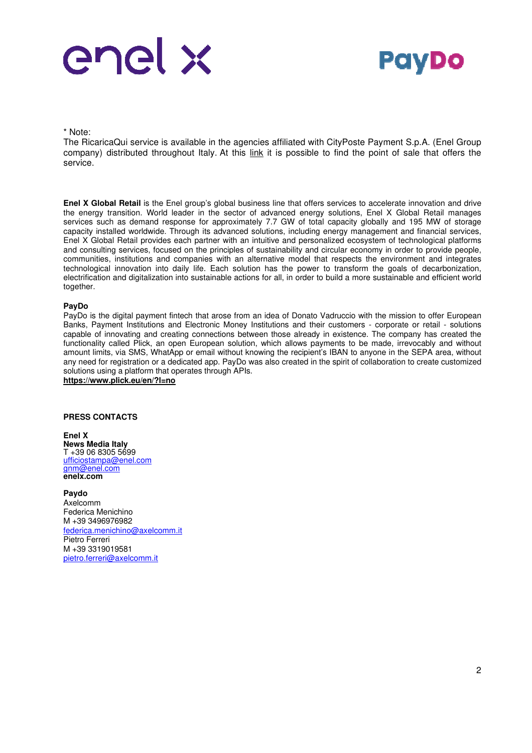\* Note:
The RicaricaQui service is available in the agencies affiliated with CityPoste Payment S.p.A. (Enel Group company) distributed throughout Italy. At this link it is possible to find the point of sale that offers the service.

**Enel X Global Retail** is the Enel group's global business line that offers services to accelerate innovation and drive the energy transition. World leader in the sector of advanced energy solutions, Enel X Global Retail manages services such as demand response for approximately 7.7 GW of total capacity globally and 195 MW of storage capacity installed worldwide. Through its advanced solutions, including energy management and financial services, Enel X Global Retail provides each partner with an intuitive and personalized ecosystem of technological platforms and consulting services, focused on the principles of sustainability and circular economy in order to provide people, communities, institutions and companies with an alternative model that respects the environment and integrates technological innovation into daily life. Each solution has the power to transform the goals of decarbonization, electrification and digitalization into sustainable actions for all, in order to build a more sustainable and efficient world together.

**PayDo**
PayDo is the digital payment fintech that arose from an idea of Donato Vadruccio with the mission to offer European Banks, Payment Institutions and Electronic Money Institutions and their customers - corporate or retail - solutions capable of innovating and creating connections between those already in existence. The company has created the functionality called Plick, an open European solution, which allows payments to be made, irrevocably and without amount limits, via SMS, WhatApp or email without knowing the recipient's IBAN to anyone in the SEPA area, without any need for registration or a dedicated app. PayDo was also created in the spirit of collaboration to create customized solutions using a platform that operates through APIs.
**https://www.plick.eu/en/?l=no**

**PRESS CONTACTS**

**Enel X**
**News Media Italy**
T +39 06 8305 5699
ufficiostampa@enel.com
gnm@enel.com
**enelx.com**

**Paydo**
Axelcomm
Federica Menichino
M +39 3496976982
federica.menichino@axelcomm.it
Pietro Ferreri
M +39 3319019581
pietro.ferreri@axelcomm.it